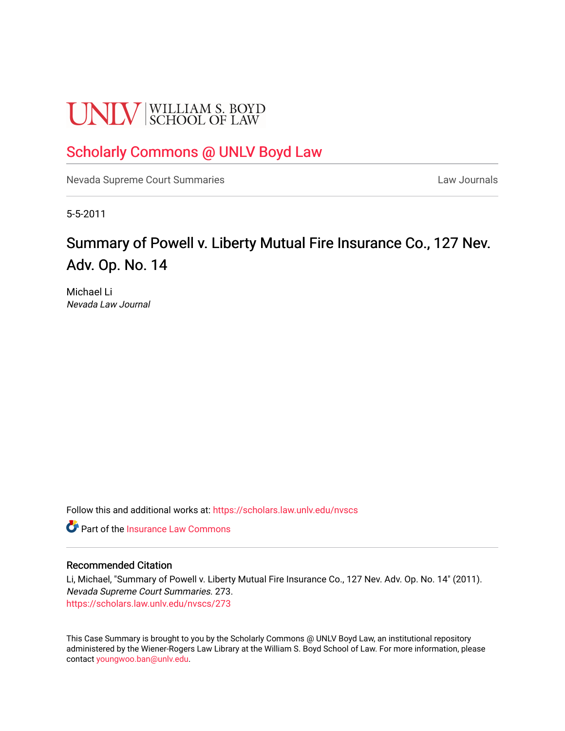UNLV | WILLIAM S. BOYD SCHOOL OF LAW

Scholarly Commons @ UNLV Boyd Law

Nevada Supreme Court Summaries

Law Journals

5-5-2011

# Summary of Powell v. Liberty Mutual Fire Insurance Co., 127 Nev. Adv. Op. No. 14

Michael Li
*Nevada Law Journal*

Follow this and additional works at: https://scholars.law.unlv.edu/nvscs

Part of the Insurance Law Commons

## Recommended Citation

Li, Michael, "Summary of Powell v. Liberty Mutual Fire Insurance Co., 127 Nev. Adv. Op. No. 14" (2011). *Nevada Supreme Court Summaries*. 273.
https://scholars.law.unlv.edu/nvscs/273

This Case Summary is brought to you by the Scholarly Commons @ UNLV Boyd Law, an institutional repository administered by the Wiener-Rogers Law Library at the William S. Boyd School of Law. For more information, please contact youngwoo.ban@unlv.edu.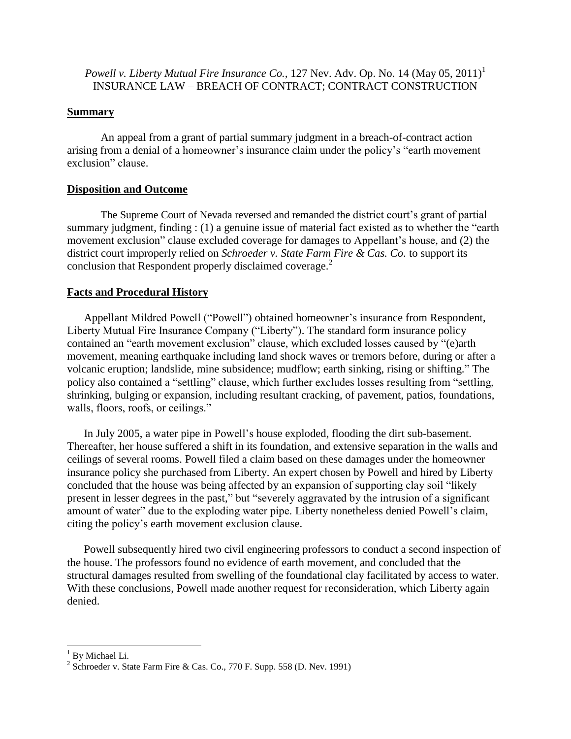*Powell v. Liberty Mutual Fire Insurance Co.*, 127 Nev. Adv. Op. No. 14 (May 05, 2011)[1]
INSURANCE LAW – BREACH OF CONTRACT; CONTRACT CONSTRUCTION

## Summary

An appeal from a grant of partial summary judgment in a breach-of-contract action arising from a denial of a homeowner's insurance claim under the policy's "earth movement exclusion" clause.

## Disposition and Outcome

The Supreme Court of Nevada reversed and remanded the district court's grant of partial summary judgment, finding : (1) a genuine issue of material fact existed as to whether the "earth movement exclusion" clause excluded coverage for damages to Appellant's house, and (2) the district court improperly relied on *Schroeder v. State Farm Fire & Cas. Co.* to support its conclusion that Respondent properly disclaimed coverage.[2]

## Facts and Procedural History

Appellant Mildred Powell ("Powell") obtained homeowner's insurance from Respondent, Liberty Mutual Fire Insurance Company ("Liberty"). The standard form insurance policy contained an "earth movement exclusion" clause, which excluded losses caused by "(e)arth movement, meaning earthquake including land shock waves or tremors before, during or after a volcanic eruption; landslide, mine subsidence; mudflow; earth sinking, rising or shifting." The policy also contained a "settling" clause, which further excludes losses resulting from "settling, shrinking, bulging or expansion, including resultant cracking, of pavement, patios, foundations, walls, floors, roofs, or ceilings."

In July 2005, a water pipe in Powell's house exploded, flooding the dirt sub-basement. Thereafter, her house suffered a shift in its foundation, and extensive separation in the walls and ceilings of several rooms. Powell filed a claim based on these damages under the homeowner insurance policy she purchased from Liberty. An expert chosen by Powell and hired by Liberty concluded that the house was being affected by an expansion of supporting clay soil "likely present in lesser degrees in the past," but "severely aggravated by the intrusion of a significant amount of water" due to the exploding water pipe. Liberty nonetheless denied Powell's claim, citing the policy's earth movement exclusion clause.

Powell subsequently hired two civil engineering professors to conduct a second inspection of the house. The professors found no evidence of earth movement, and concluded that the structural damages resulted from swelling of the foundational clay facilitated by access to water. With these conclusions, Powell made another request for reconsideration, which Liberty again denied.

---

[1] By Michael Li.

[2] Schroeder v. State Farm Fire & Cas. Co., 770 F. Supp. 558 (D. Nev. 1991)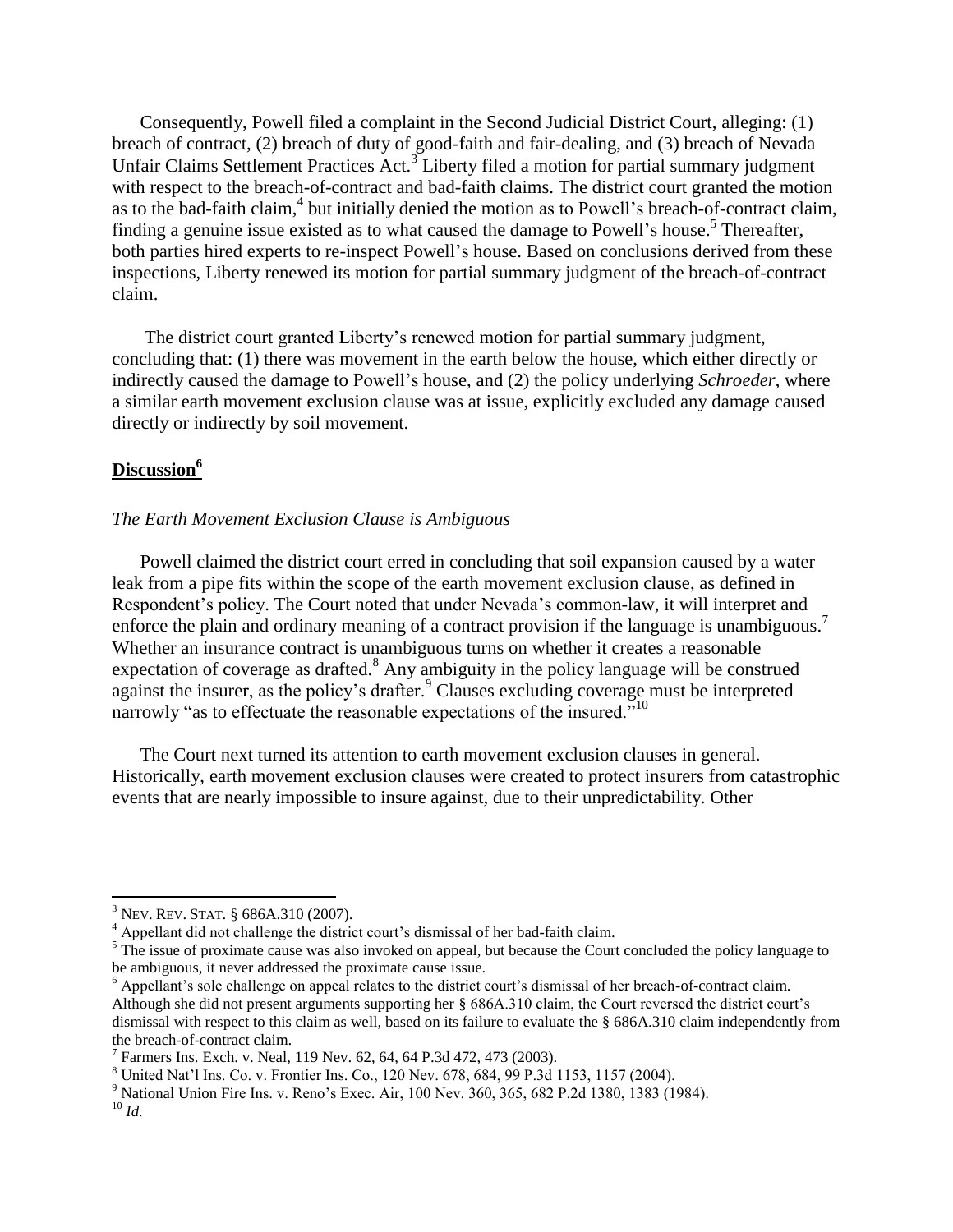Consequently, Powell filed a complaint in the Second Judicial District Court, alleging: (1) breach of contract, (2) breach of duty of good-faith and fair-dealing, and (3) breach of Nevada Unfair Claims Settlement Practices Act.[3] Liberty filed a motion for partial summary judgment with respect to the breach-of-contract and bad-faith claims. The district court granted the motion as to the bad-faith claim,[4] but initially denied the motion as to Powell's breach-of-contract claim, finding a genuine issue existed as to what caused the damage to Powell's house.[5] Thereafter, both parties hired experts to re-inspect Powell's house. Based on conclusions derived from these inspections, Liberty renewed its motion for partial summary judgment of the breach-of-contract claim.

The district court granted Liberty's renewed motion for partial summary judgment, concluding that: (1) there was movement in the earth below the house, which either directly or indirectly caused the damage to Powell's house, and (2) the policy underlying *Schroeder*, where a similar earth movement exclusion clause was at issue, explicitly excluded any damage caused directly or indirectly by soil movement.

## **Discussion**[6]

*The Earth Movement Exclusion Clause is Ambiguous*

Powell claimed the district court erred in concluding that soil expansion caused by a water leak from a pipe fits within the scope of the earth movement exclusion clause, as defined in Respondent's policy. The Court noted that under Nevada's common-law, it will interpret and enforce the plain and ordinary meaning of a contract provision if the language is unambiguous.[7] Whether an insurance contract is unambiguous turns on whether it creates a reasonable expectation of coverage as drafted.[8] Any ambiguity in the policy language will be construed against the insurer, as the policy's drafter.[9] Clauses excluding coverage must be interpreted narrowly "as to effectuate the reasonable expectations of the insured."[10]

The Court next turned its attention to earth movement exclusion clauses in general. Historically, earth movement exclusion clauses were created to protect insurers from catastrophic events that are nearly impossible to insure against, due to their unpredictability. Other

---

[3] NEV. REV. STAT. § 686A.310 (2007).

[4] Appellant did not challenge the district court's dismissal of her bad-faith claim.

[5] The issue of proximate cause was also invoked on appeal, but because the Court concluded the policy language to be ambiguous, it never addressed the proximate cause issue.

[6] Appellant's sole challenge on appeal relates to the district court's dismissal of her breach-of-contract claim. Although she did not present arguments supporting her § 686A.310 claim, the Court reversed the district court's dismissal with respect to this claim as well, based on its failure to evaluate the § 686A.310 claim independently from the breach-of-contract claim.

[7] Farmers Ins. Exch. v. Neal, 119 Nev. 62, 64, 64 P.3d 472, 473 (2003).

[8] United Nat'l Ins. Co. v. Frontier Ins. Co., 120 Nev. 678, 684, 99 P.3d 1153, 1157 (2004).

[9] National Union Fire Ins. v. Reno's Exec. Air, 100 Nev. 360, 365, 682 P.2d 1380, 1383 (1984).

[10] *Id.*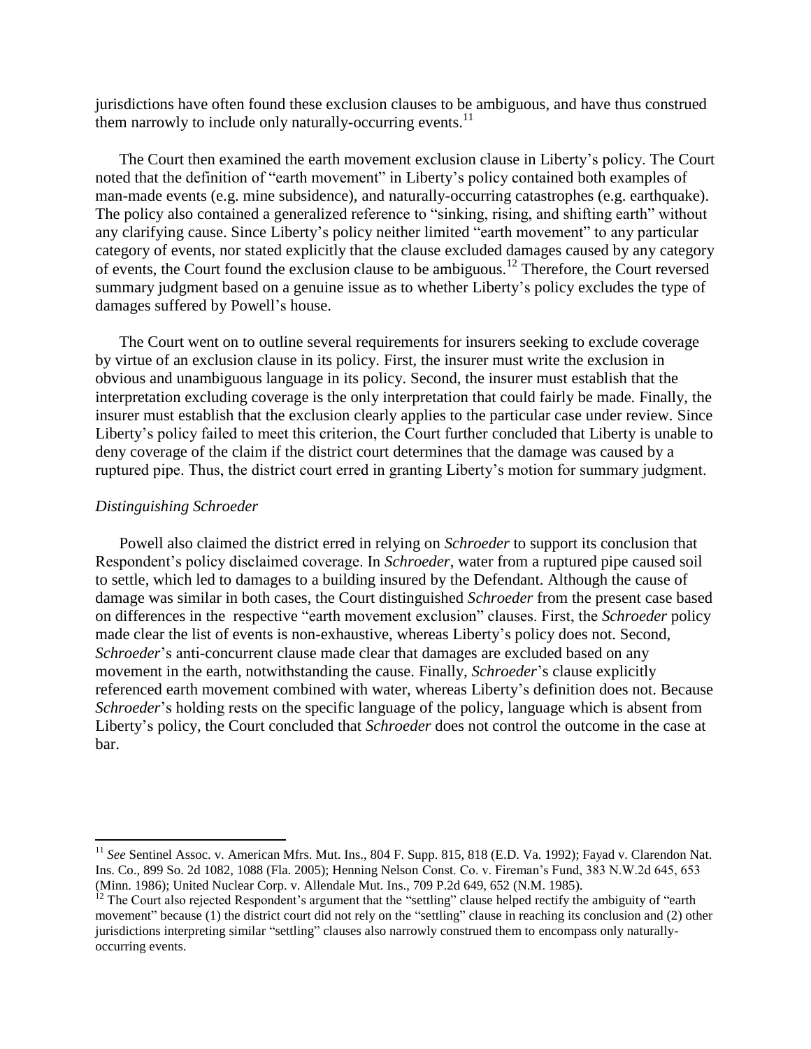jurisdictions have often found these exclusion clauses to be ambiguous, and have thus construed them narrowly to include only naturally-occurring events.[11]

The Court then examined the earth movement exclusion clause in Liberty's policy. The Court noted that the definition of "earth movement" in Liberty's policy contained both examples of man-made events (e.g. mine subsidence), and naturally-occurring catastrophes (e.g. earthquake). The policy also contained a generalized reference to "sinking, rising, and shifting earth" without any clarifying cause. Since Liberty's policy neither limited "earth movement" to any particular category of events, nor stated explicitly that the clause excluded damages caused by any category of events, the Court found the exclusion clause to be ambiguous.[12] Therefore, the Court reversed summary judgment based on a genuine issue as to whether Liberty's policy excludes the type of damages suffered by Powell's house.

The Court went on to outline several requirements for insurers seeking to exclude coverage by virtue of an exclusion clause in its policy. First, the insurer must write the exclusion in obvious and unambiguous language in its policy. Second, the insurer must establish that the interpretation excluding coverage is the only interpretation that could fairly be made. Finally, the insurer must establish that the exclusion clearly applies to the particular case under review. Since Liberty's policy failed to meet this criterion, the Court further concluded that Liberty is unable to deny coverage of the claim if the district court determines that the damage was caused by a ruptured pipe. Thus, the district court erred in granting Liberty's motion for summary judgment.

*Distinguishing Schroeder*

Powell also claimed the district erred in relying on *Schroeder* to support its conclusion that Respondent's policy disclaimed coverage. In *Schroeder*, water from a ruptured pipe caused soil to settle, which led to damages to a building insured by the Defendant. Although the cause of damage was similar in both cases, the Court distinguished *Schroeder* from the present case based on differences in the respective "earth movement exclusion" clauses. First, the *Schroeder* policy made clear the list of events is non-exhaustive, whereas Liberty's policy does not. Second, *Schroeder*'s anti-concurrent clause made clear that damages are excluded based on any movement in the earth, notwithstanding the cause. Finally, *Schroeder*'s clause explicitly referenced earth movement combined with water, whereas Liberty's definition does not. Because *Schroeder*'s holding rests on the specific language of the policy, language which is absent from Liberty's policy, the Court concluded that *Schroeder* does not control the outcome in the case at bar.

---

[11] *See* Sentinel Assoc. v. American Mfrs. Mut. Ins., 804 F. Supp. 815, 818 (E.D. Va. 1992); Fayad v. Clarendon Nat. Ins. Co., 899 So. 2d 1082, 1088 (Fla. 2005); Henning Nelson Const. Co. v. Fireman's Fund, 383 N.W.2d 645, 653 (Minn. 1986); United Nuclear Corp. v. Allendale Mut. Ins., 709 P.2d 649, 652 (N.M. 1985).

[12] The Court also rejected Respondent's argument that the "settling" clause helped rectify the ambiguity of "earth movement" because (1) the district court did not rely on the "settling" clause in reaching its conclusion and (2) other jurisdictions interpreting similar "settling" clauses also narrowly construed them to encompass only naturally-occurring events.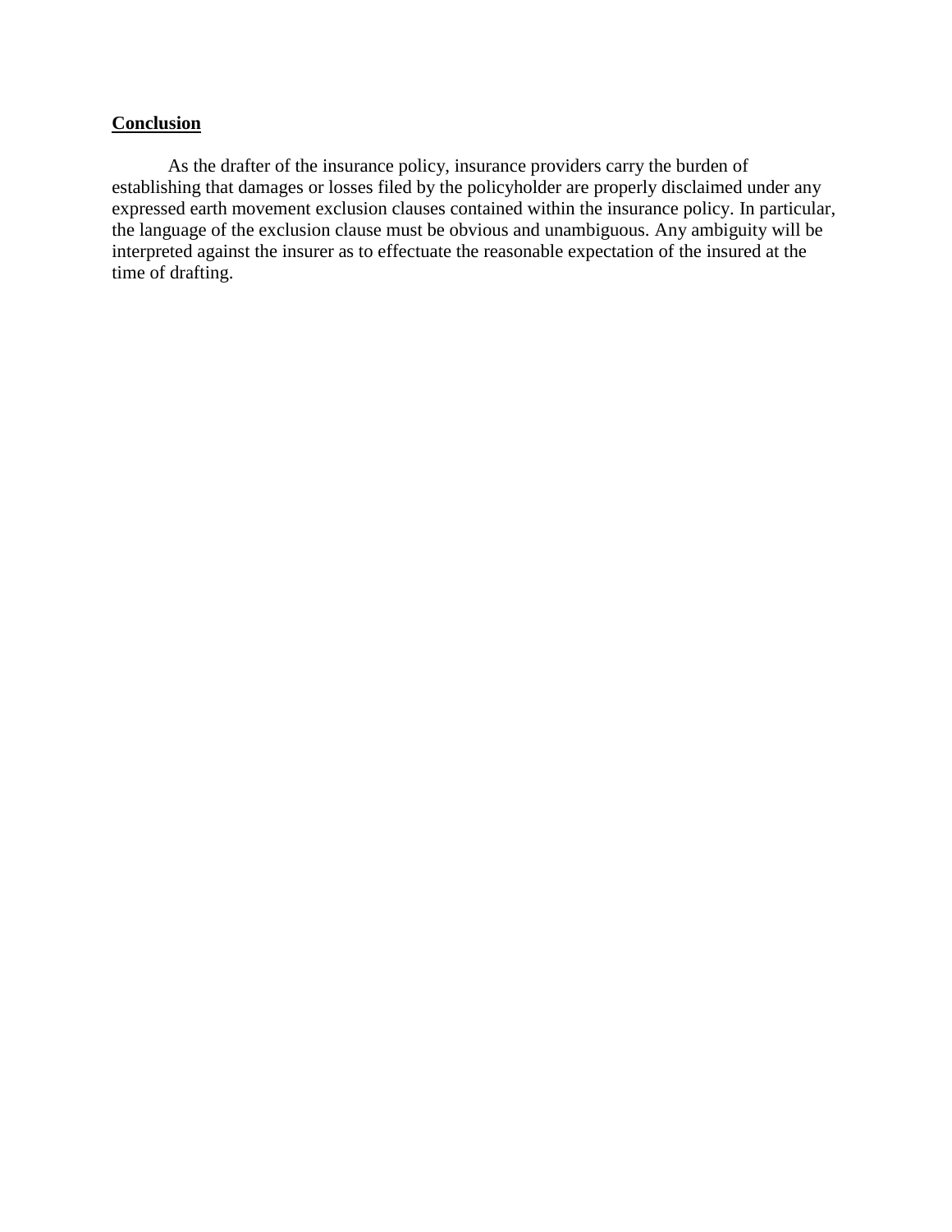## Conclusion

As the drafter of the insurance policy, insurance providers carry the burden of establishing that damages or losses filed by the policyholder are properly disclaimed under any expressed earth movement exclusion clauses contained within the insurance policy. In particular, the language of the exclusion clause must be obvious and unambiguous. Any ambiguity will be interpreted against the insurer as to effectuate the reasonable expectation of the insured at the time of drafting.